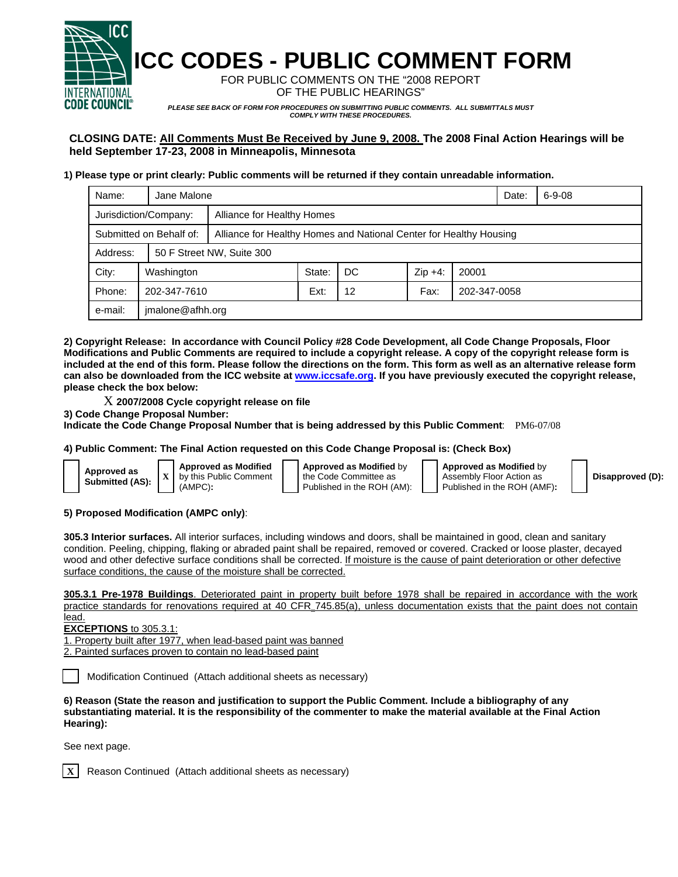# ICC CODES - PUBLIC COMMENT FORM

FOR PUBLIC COMMENTS ON THE "2008 REPORT OF THE PUBLIC HEARINGS"

*PLEASE SEE BACK OF FORM FOR PROCEDURES ON SUBMITTING PUBLIC COMMENTS. ALL SUBMITTALS MUST COMPLY WITH THESE PROCEDURES.*

**CLOSING DATE: All Comments Must Be Received by June 9, 2008. The 2008 Final Action Hearings will be held September 17-23, 2008 in Minneapolis, Minnesota**

**1) Please type or print clearly: Public comments will be returned if they contain unreadable information.**

| | | | | | |
|---|---|---|---|---|---|
| Name: | Jane Malone | | | Date: | 6-9-08 |
| Jurisdiction/Company: | Alliance for Healthy Homes | | | | |
| Submitted on Behalf of: | Alliance for Healthy Homes and National Center for Healthy Housing | | | | |
| Address: | 50 F Street NW, Suite 300 | | | | |
| City: | Washington | State: | DC | Zip +4: | 20001 |
| Phone: | 202-347-7610 | Ext: | 12 | Fax: | 202-347-0058 |
| e-mail: | jmalone@afhh.org | | | | |

**2) Copyright Release: In accordance with Council Policy #28 Code Development, all Code Change Proposals, Floor Modifications and Public Comments are required to include a copyright release. A copy of the copyright release form is included at the end of this form. Please follow the directions on the form. This form as well as an alternative release form can also be downloaded from the ICC website at www.iccsafe.org. If you have previously executed the copyright release, please check the box below:**

X **2007/2008 Cycle copyright release on file**

**3) Code Change Proposal Number:**

**Indicate the Code Change Proposal Number that is being addressed by this Public Comment**: PM6-07/08

**4) Public Comment: The Final Action requested on this Code Change Proposal is: (Check Box)**

- [ ] **Approved as Submitted (AS):**
- [X] **Approved as Modified** by this Public Comment (AMPC)**:**
- [ ] **Approved as Modified** by the Code Committee as Published in the ROH (AM):
- [ ] **Approved as Modified** by Assembly Floor Action as Published in the ROH (AMF)**:**
- [ ] **Disapproved (D):**

**5) Proposed Modification (AMPC only)**:

**305.3 Interior surfaces.** All interior surfaces, including windows and doors, shall be maintained in good, clean and sanitary condition. Peeling, chipping, flaking or abraded paint shall be repaired, removed or covered. Cracked or loose plaster, decayed wood and other defective surface conditions shall be corrected. <u>If moisture is the cause of paint deterioration or other defective surface conditions, the cause of the moisture shall be corrected.</u>

<u>**305.3.1 Pre-1978 Buildings**. Deteriorated paint in property built before 1978 shall be repaired in accordance with the work practice standards for renovations required at 40 CFR 745.85(a), unless documentation exists that the paint does not contain lead.</u>

<u>**EXCEPTIONS** to 305.3.1:</u>

<u>1. Property built after 1977, when lead-based paint was banned</u>

<u>2. Painted surfaces proven to contain no lead-based paint</u>

- [ ] Modification Continued (Attach additional sheets as necessary)

**6) Reason (State the reason and justification to support the Public Comment. Include a bibliography of any substantiating material. It is the responsibility of the commenter to make the material available at the Final Action Hearing):**

See next page.

- [X] Reason Continued (Attach additional sheets as necessary)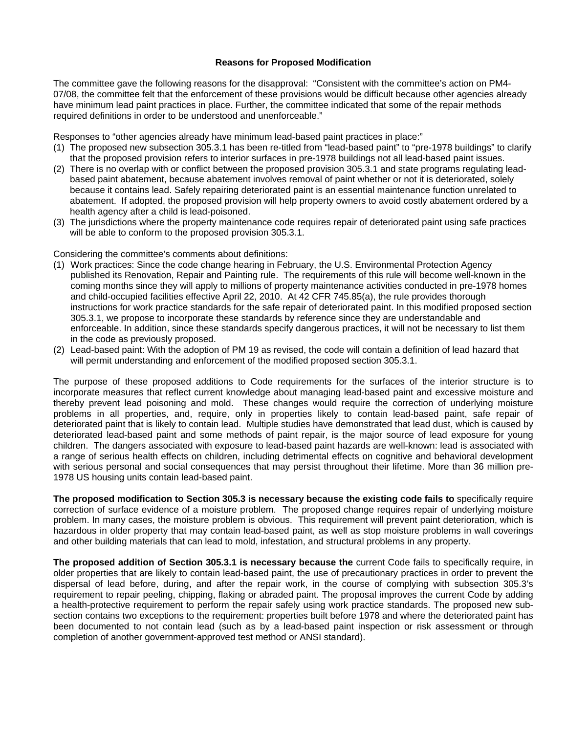**Reasons for Proposed Modification**

The committee gave the following reasons for the disapproval: "Consistent with the committee's action on PM4-07/08, the committee felt that the enforcement of these provisions would be difficult because other agencies already have minimum lead paint practices in place. Further, the committee indicated that some of the repair methods required definitions in order to be understood and unenforceable."

Responses to "other agencies already have minimum lead-based paint practices in place:"

1. The proposed new subsection 305.3.1 has been re-titled from "lead-based paint" to "pre-1978 buildings" to clarify that the proposed provision refers to interior surfaces in pre-1978 buildings not all lead-based paint issues.
2. There is no overlap with or conflict between the proposed provision 305.3.1 and state programs regulating lead-based paint abatement, because abatement involves removal of paint whether or not it is deteriorated, solely because it contains lead. Safely repairing deteriorated paint is an essential maintenance function unrelated to abatement. If adopted, the proposed provision will help property owners to avoid costly abatement ordered by a health agency after a child is lead-poisoned.
3. The jurisdictions where the property maintenance code requires repair of deteriorated paint using safe practices will be able to conform to the proposed provision 305.3.1.

Considering the committee's comments about definitions:

1. Work practices: Since the code change hearing in February, the U.S. Environmental Protection Agency published its Renovation, Repair and Painting rule. The requirements of this rule will become well-known in the coming months since they will apply to millions of property maintenance activities conducted in pre-1978 homes and child-occupied facilities effective April 22, 2010. At 42 CFR 745.85(a), the rule provides thorough instructions for work practice standards for the safe repair of deteriorated paint. In this modified proposed section 305.3.1, we propose to incorporate these standards by reference since they are understandable and enforceable. In addition, since these standards specify dangerous practices, it will not be necessary to list them in the code as previously proposed.
2. Lead-based paint: With the adoption of PM 19 as revised, the code will contain a definition of lead hazard that will permit understanding and enforcement of the modified proposed section 305.3.1.

The purpose of these proposed additions to Code requirements for the surfaces of the interior structure is to incorporate measures that reflect current knowledge about managing lead-based paint and excessive moisture and thereby prevent lead poisoning and mold. These changes would require the correction of underlying moisture problems in all properties, and, require, only in properties likely to contain lead-based paint, safe repair of deteriorated paint that is likely to contain lead. Multiple studies have demonstrated that lead dust, which is caused by deteriorated lead-based paint and some methods of paint repair, is the major source of lead exposure for young children. The dangers associated with exposure to lead-based paint hazards are well-known: lead is associated with a range of serious health effects on children, including detrimental effects on cognitive and behavioral development with serious personal and social consequences that may persist throughout their lifetime. More than 36 million pre-1978 US housing units contain lead-based paint.

**The proposed modification to Section 305.3 is necessary because the existing code fails to** specifically require correction of surface evidence of a moisture problem. The proposed change requires repair of underlying moisture problem. In many cases, the moisture problem is obvious. This requirement will prevent paint deterioration, which is hazardous in older property that may contain lead-based paint, as well as stop moisture problems in wall coverings and other building materials that can lead to mold, infestation, and structural problems in any property.

**The proposed addition of Section 305.3.1 is necessary because the** current Code fails to specifically require, in older properties that are likely to contain lead-based paint, the use of precautionary practices in order to prevent the dispersal of lead before, during, and after the repair work, in the course of complying with subsection 305.3's requirement to repair peeling, chipping, flaking or abraded paint. The proposal improves the current Code by adding a health-protective requirement to perform the repair safely using work practice standards. The proposed new sub-section contains two exceptions to the requirement: properties built before 1978 and where the deteriorated paint has been documented to not contain lead (such as by a lead-based paint inspection or risk assessment or through completion of another government-approved test method or ANSI standard).